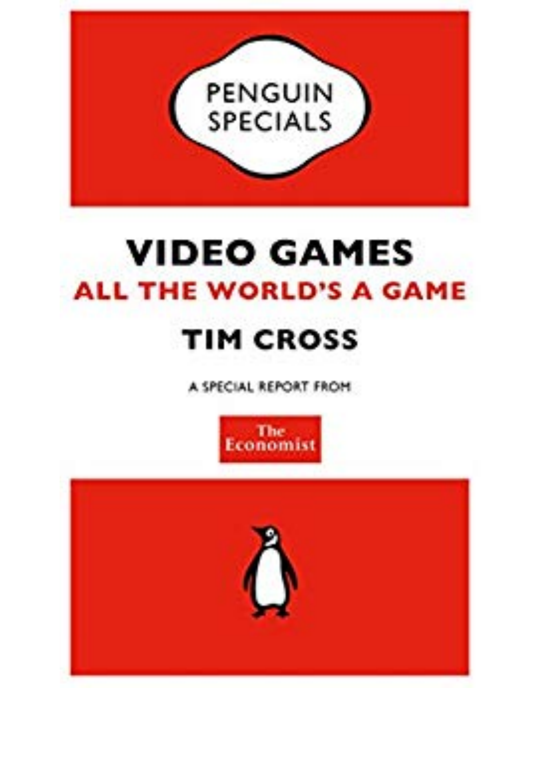PENGUIN SPECIALS

# VIDEO GAMES

## ALL THE WORLD'S A GAME

**TIM CROSS**

A SPECIAL REPORT FROM

The Economist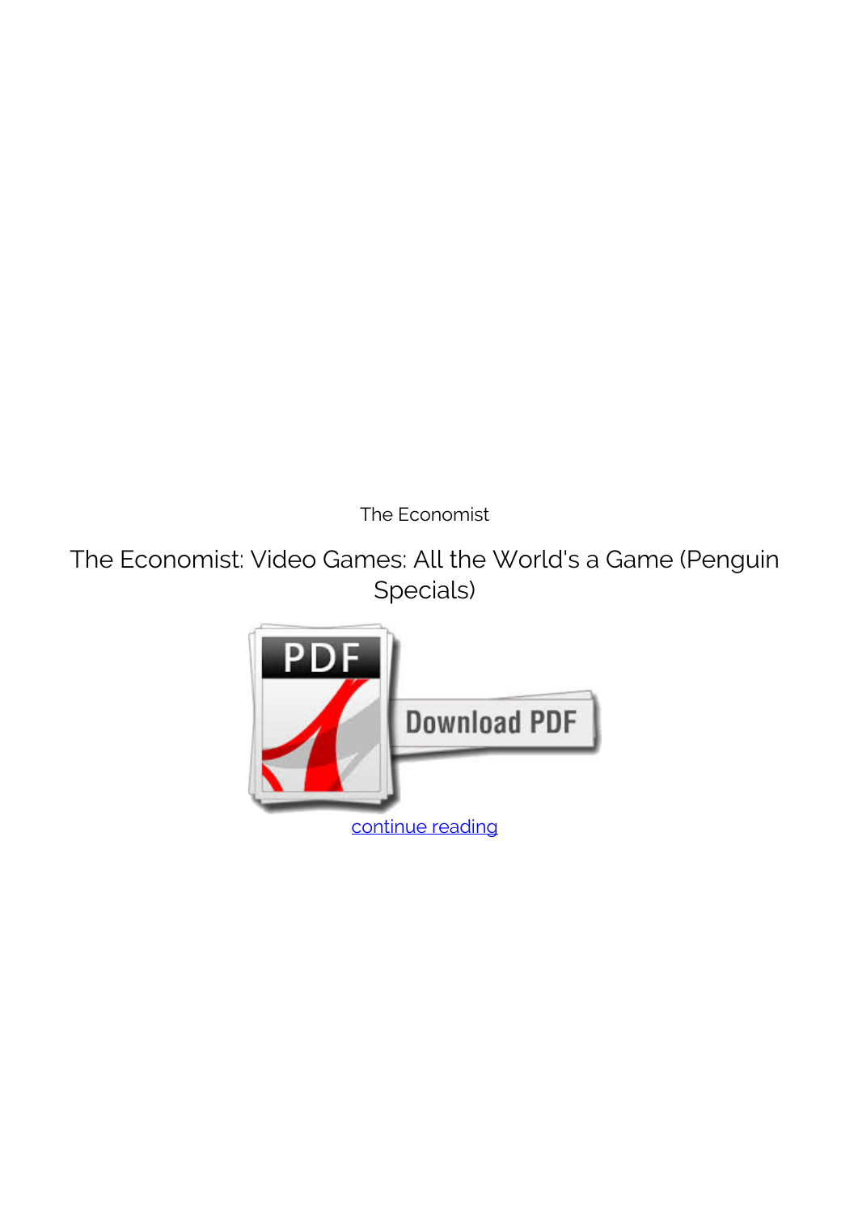The Economist

The Economist: Video Games: All the World's a Game (Penguin Specials)

continue reading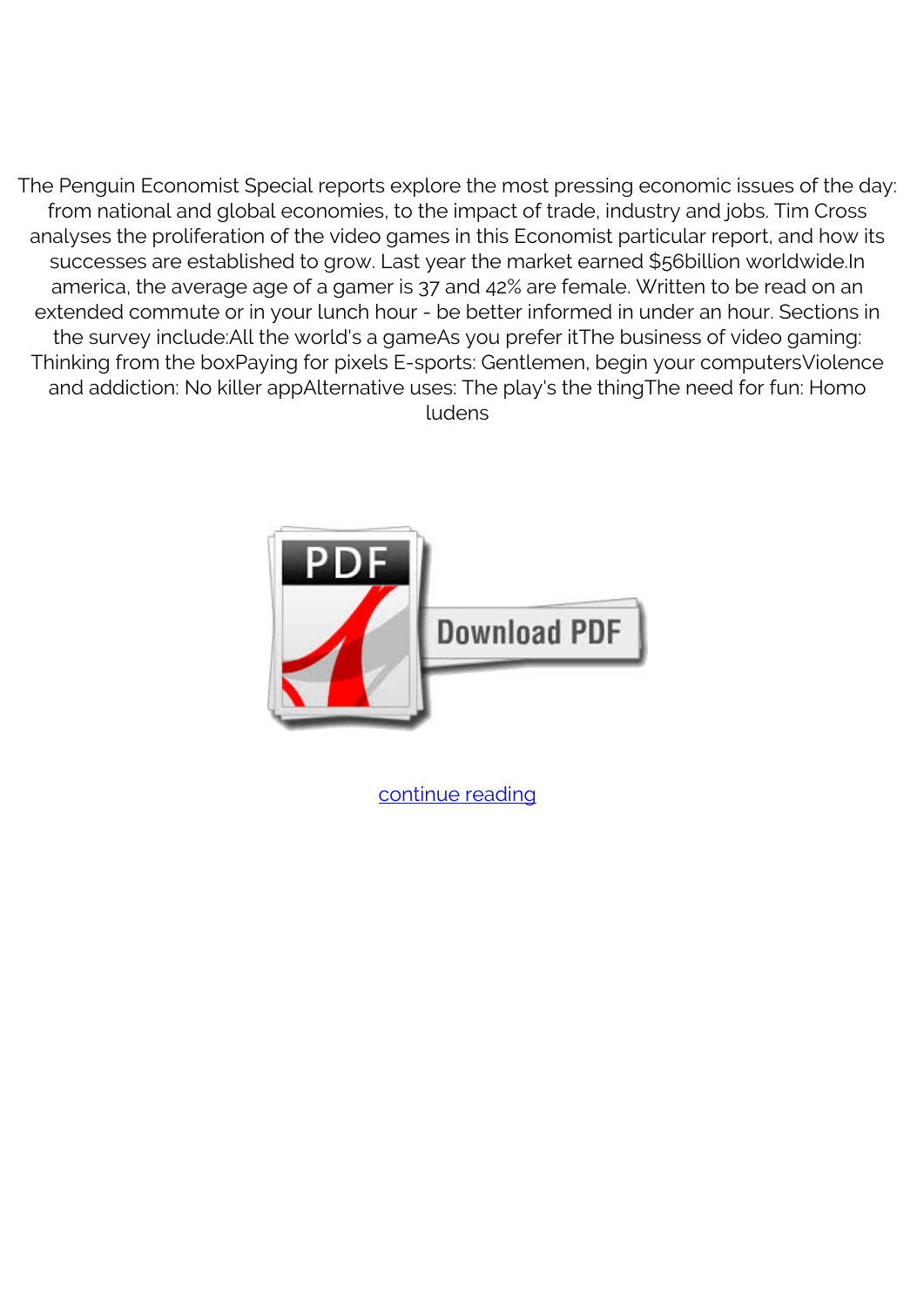The Penguin Economist Special reports explore the most pressing economic issues of the day: from national and global economies, to the impact of trade, industry and jobs. Tim Cross analyses the proliferation of the video games in this Economist particular report, and how its successes are established to grow. Last year the market earned $56billion worldwide.In america, the average age of a gamer is 37 and 42% are female. Written to be read on an extended commute or in your lunch hour - be better informed in under an hour. Sections in the survey include:All the world's a gameAs you prefer itThe business of video gaming: Thinking from the boxPaying for pixels E-sports: Gentlemen, begin your computersViolence and addiction: No killer appAlternative uses: The play's the thingThe need for fun: Homo ludens

continue reading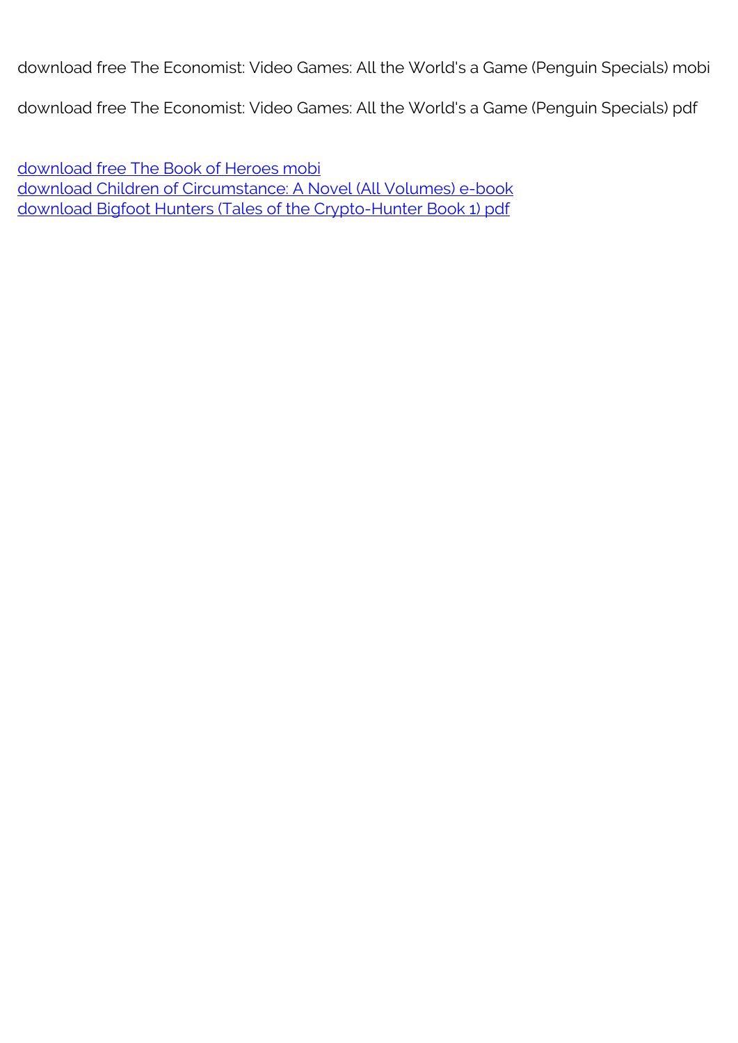download free The Economist: Video Games: All the World's a Game (Penguin Specials) mobi

download free The Economist: Video Games: All the World's a Game (Penguin Specials) pdf

download free The Book of Heroes mobi
download Children of Circumstance: A Novel (All Volumes) e-book
download Bigfoot Hunters (Tales of the Crypto-Hunter Book 1) pdf